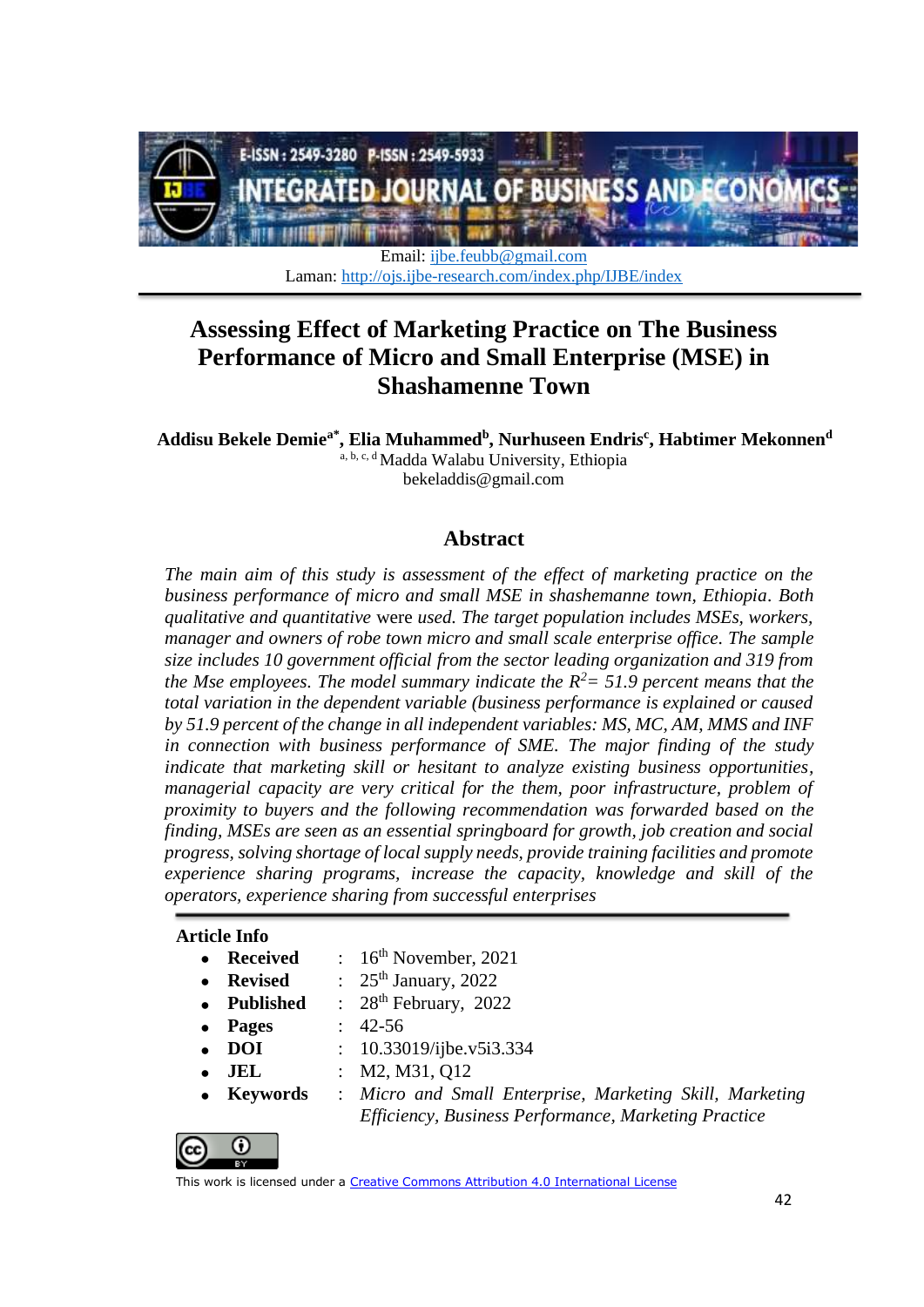Email: ijbe.feubb@gmail.com
Laman: http://ojs.ijbe-research.com/index.php/IJBE/index

# Assessing Effect of Marketing Practice on The Business Performance of Micro and Small Enterprise (MSE) in Shashamenne Town

**Addisu Bekele Demie[a*], Elia Muhammed[b], Nurhuseen Endris[c], Habtimer Mekonnen[d]**
[a, b, c, d] Madda Walabu University, Ethiopia
bekeladdis@gmail.com

## Abstract

*The main aim of this study is assessment of the effect of marketing practice on the business performance of micro and small MSE in shashemanne town, Ethiopia. Both qualitative and quantitative* were *used. The target population includes MSEs, workers, manager and owners of robe town micro and small scale enterprise office. The sample size includes 10 government official from the sector leading organization and 319 from the Mse employees. The model summary indicate the $R^2$= 51.9 percent means that the total variation in the dependent variable (business performance is explained or caused by 51.9 percent of the change in all independent variables: MS, MC, AM, MMS and INF in connection with business performance of SME. The major finding of the study indicate that marketing skill or hesitant to analyze existing business opportunities, managerial capacity are very critical for the them, poor infrastructure, problem of proximity to buyers and the following recommendation was forwarded based on the finding, MSEs are seen as an essential springboard for growth, job creation and social progress, solving shortage of local supply needs, provide training facilities and promote experience sharing programs, increase the capacity, knowledge and skill of the operators, experience sharing from successful enterprises*

**Article Info**

- **Received** : 16th November, 2021
- **Revised** : 25th January, 2022
- **Published** : 28th February, 2022
- **Pages** : 42-56
- **DOI** : 10.33019/ijbe.v5i3.334
- **JEL** : M2, M31, Q12
- **Keywords** : *Micro and Small Enterprise, Marketing Skill, Marketing Efficiency, Business Performance, Marketing Practice*

This work is licensed under a Creative Commons Attribution 4.0 International License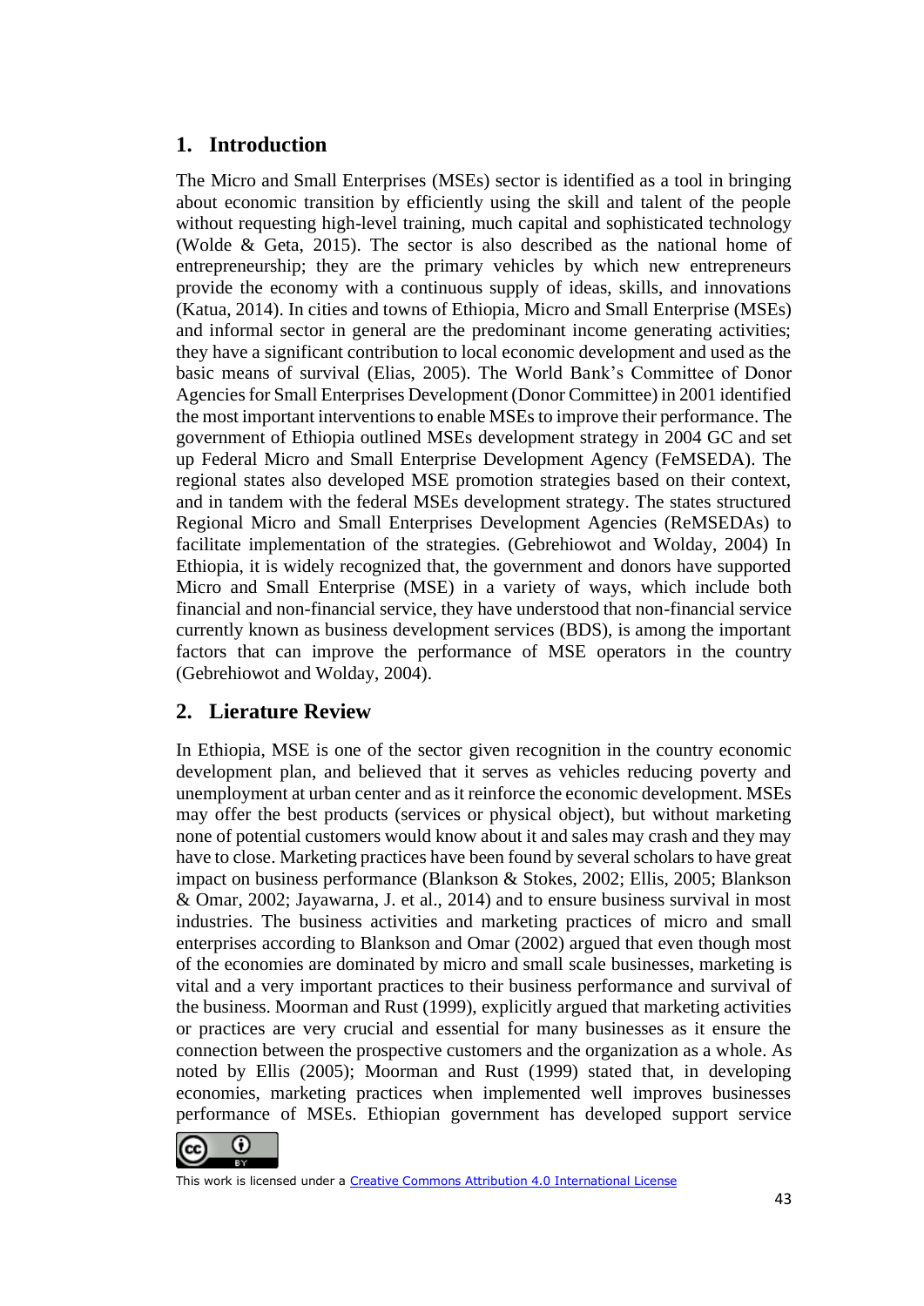## 1. Introduction

The Micro and Small Enterprises (MSEs) sector is identified as a tool in bringing about economic transition by efficiently using the skill and talent of the people without requesting high-level training, much capital and sophisticated technology (Wolde & Geta, 2015). The sector is also described as the national home of entrepreneurship; they are the primary vehicles by which new entrepreneurs provide the economy with a continuous supply of ideas, skills, and innovations (Katua, 2014). In cities and towns of Ethiopia, Micro and Small Enterprise (MSEs) and informal sector in general are the predominant income generating activities; they have a significant contribution to local economic development and used as the basic means of survival (Elias, 2005). The World Bank's Committee of Donor Agencies for Small Enterprises Development (Donor Committee) in 2001 identified the most important interventions to enable MSEs to improve their performance. The government of Ethiopia outlined MSEs development strategy in 2004 GC and set up Federal Micro and Small Enterprise Development Agency (FeMSEDA). The regional states also developed MSE promotion strategies based on their context, and in tandem with the federal MSEs development strategy. The states structured Regional Micro and Small Enterprises Development Agencies (ReMSEDAs) to facilitate implementation of the strategies. (Gebrehiowot and Wolday, 2004) In Ethiopia, it is widely recognized that, the government and donors have supported Micro and Small Enterprise (MSE) in a variety of ways, which include both financial and non-financial service, they have understood that non-financial service currently known as business development services (BDS), is among the important factors that can improve the performance of MSE operators in the country (Gebrehiowot and Wolday, 2004).

## 2. Lierature Review

In Ethiopia, MSE is one of the sector given recognition in the country economic development plan, and believed that it serves as vehicles reducing poverty and unemployment at urban center and as it reinforce the economic development. MSEs may offer the best products (services or physical object), but without marketing none of potential customers would know about it and sales may crash and they may have to close. Marketing practices have been found by several scholars to have great impact on business performance (Blankson & Stokes, 2002; Ellis, 2005; Blankson & Omar, 2002; Jayawarna, J. et al., 2014) and to ensure business survival in most industries. The business activities and marketing practices of micro and small enterprises according to Blankson and Omar (2002) argued that even though most of the economies are dominated by micro and small scale businesses, marketing is vital and a very important practices to their business performance and survival of the business. Moorman and Rust (1999), explicitly argued that marketing activities or practices are very crucial and essential for many businesses as it ensure the connection between the prospective customers and the organization as a whole. As noted by Ellis (2005); Moorman and Rust (1999) stated that, in developing economies, marketing practices when implemented well improves businesses performance of MSEs. Ethiopian government has developed support service

This work is licensed under a Creative Commons Attribution 4.0 International License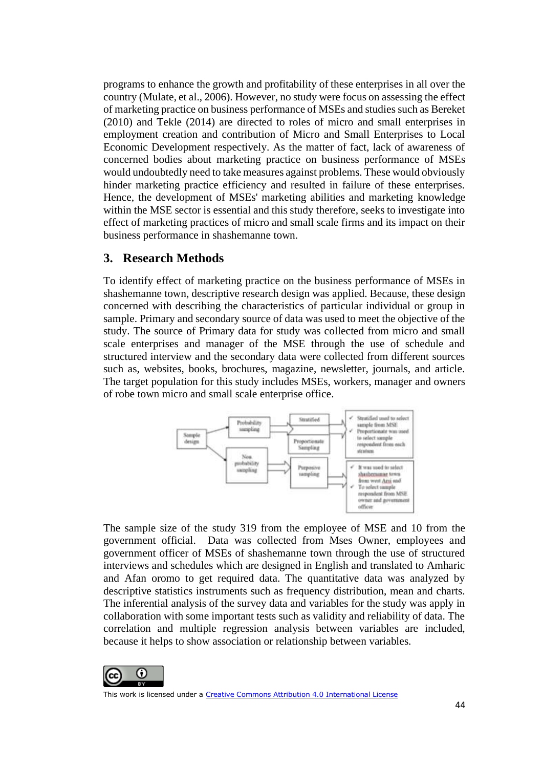programs to enhance the growth and profitability of these enterprises in all over the country (Mulate, et al., 2006). However, no study were focus on assessing the effect of marketing practice on business performance of MSEs and studies such as Bereket (2010) and Tekle (2014) are directed to roles of micro and small enterprises in employment creation and contribution of Micro and Small Enterprises to Local Economic Development respectively. As the matter of fact, lack of awareness of concerned bodies about marketing practice on business performance of MSEs would undoubtedly need to take measures against problems. These would obviously hinder marketing practice efficiency and resulted in failure of these enterprises. Hence, the development of MSEs' marketing abilities and marketing knowledge within the MSE sector is essential and this study therefore, seeks to investigate into effect of marketing practices of micro and small scale firms and its impact on their business performance in shashemanne town.

## 3. Research Methods

To identify effect of marketing practice on the business performance of MSEs in shashemanne town, descriptive research design was applied. Because, these design concerned with describing the characteristics of particular individual or group in sample. Primary and secondary source of data was used to meet the objective of the study. The source of Primary data for study was collected from micro and small scale enterprises and manager of the MSE through the use of schedule and structured interview and the secondary data were collected from different sources such as, websites, books, brochures, magazine, newsletter, journals, and article. The target population for this study includes MSEs, workers, manager and owners of robe town micro and small scale enterprise office.

- Sample design
  - Probability sampling
    - Stratified
    - Proportionate Sampling
    - ✓ Stratified used to select sample from MSE
    - ✓ Proportionate was used to select sample respondent from each stratum
  - Non probability sampling
    - Purposive sampling
    - ✓ It was used to select shashemanne town from west Arsi and
    - ✓ To select sample respondent from MSE owner and government officer

The sample size of the study 319 from the employee of MSE and 10 from the government official. Data was collected from Mses Owner, employees and government officer of MSEs of shashemanne town through the use of structured interviews and schedules which are designed in English and translated to Amharic and Afan oromo to get required data. The quantitative data was analyzed by descriptive statistics instruments such as frequency distribution, mean and charts. The inferential analysis of the survey data and variables for the study was apply in collaboration with some important tests such as validity and reliability of data. The correlation and multiple regression analysis between variables are included, because it helps to show association or relationship between variables.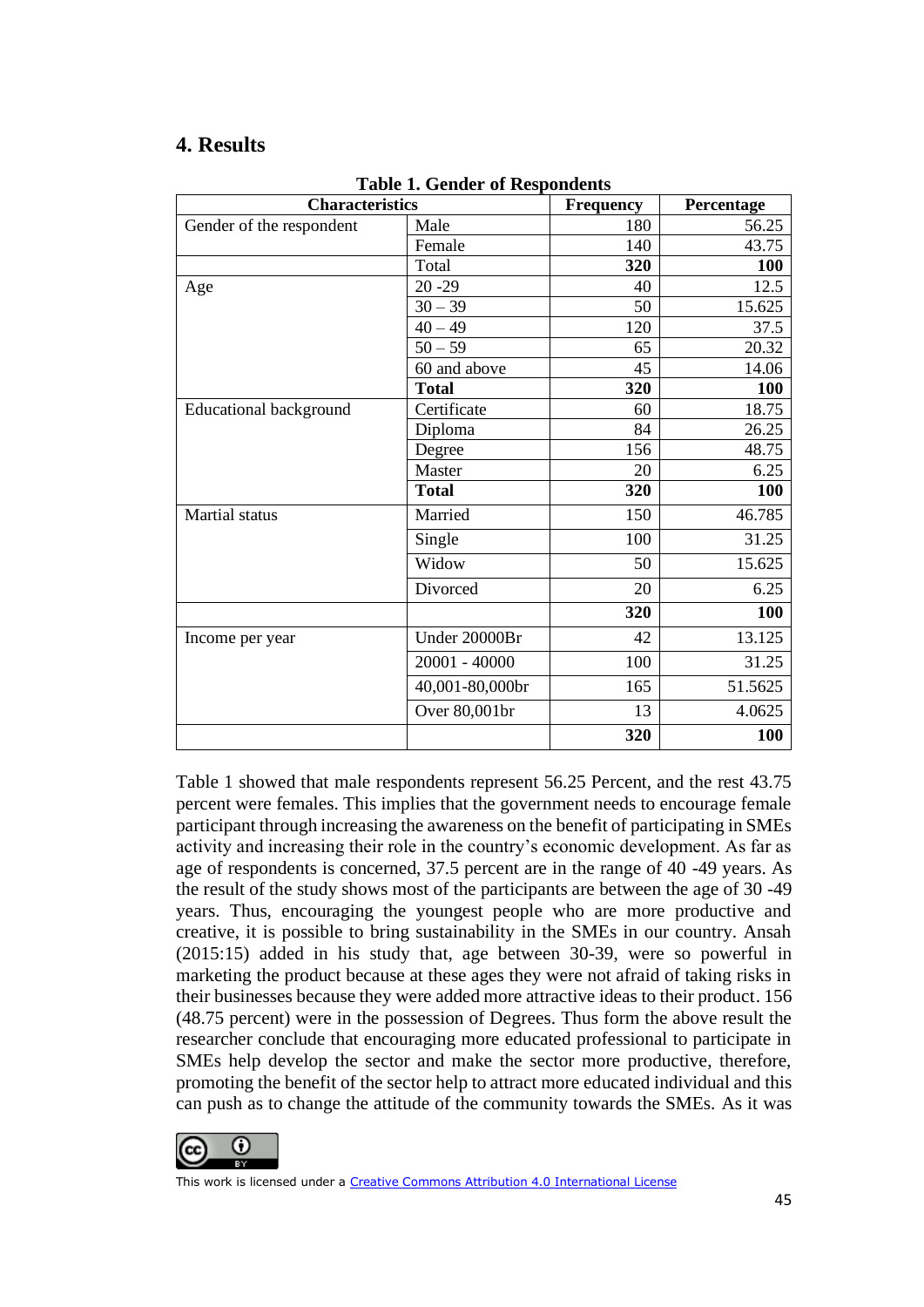## 4. Results

**Table 1. Gender of Respondents**

| Characteristics | | Frequency | Percentage |
|---|---|---|---|
| Gender of the respondent | Male | 180 | 56.25 |
| | Female | 140 | 43.75 |
| | Total | **320** | **100** |
| Age | 20 -29 | 40 | 12.5 |
| | 30 – 39 | 50 | 15.625 |
| | 40 – 49 | 120 | 37.5 |
| | 50 – 59 | 65 | 20.32 |
| | 60 and above | 45 | 14.06 |
| | **Total** | **320** | **100** |
| Educational background | Certificate | 60 | 18.75 |
| | Diploma | 84 | 26.25 |
| | Degree | 156 | 48.75 |
| | Master | 20 | 6.25 |
| | **Total** | **320** | **100** |
| Martial status | Married | 150 | 46.785 |
| | Single | 100 | 31.25 |
| | Widow | 50 | 15.625 |
| | Divorced | 20 | 6.25 |
| | | **320** | **100** |
| Income per year | Under 20000Br | 42 | 13.125 |
| | 20001 - 40000 | 100 | 31.25 |
| | 40,001-80,000br | 165 | 51.5625 |
| | Over 80,001br | 13 | 4.0625 |
| | | **320** | **100** |

Table 1 showed that male respondents represent 56.25 Percent, and the rest 43.75 percent were females. This implies that the government needs to encourage female participant through increasing the awareness on the benefit of participating in SMEs activity and increasing their role in the country's economic development. As far as age of respondents is concerned, 37.5 percent are in the range of 40 -49 years. As the result of the study shows most of the participants are between the age of 30 -49 years. Thus, encouraging the youngest people who are more productive and creative, it is possible to bring sustainability in the SMEs in our country. Ansah (2015:15) added in his study that, age between 30-39, were so powerful in marketing the product because at these ages they were not afraid of taking risks in their businesses because they were added more attractive ideas to their product. 156 (48.75 percent) were in the possession of Degrees. Thus form the above result the researcher conclude that encouraging more educated professional to participate in SMEs help develop the sector and make the sector more productive, therefore, promoting the benefit of the sector help to attract more educated individual and this can push as to change the attitude of the community towards the SMEs. As it was

This work is licensed under a Creative Commons Attribution 4.0 International License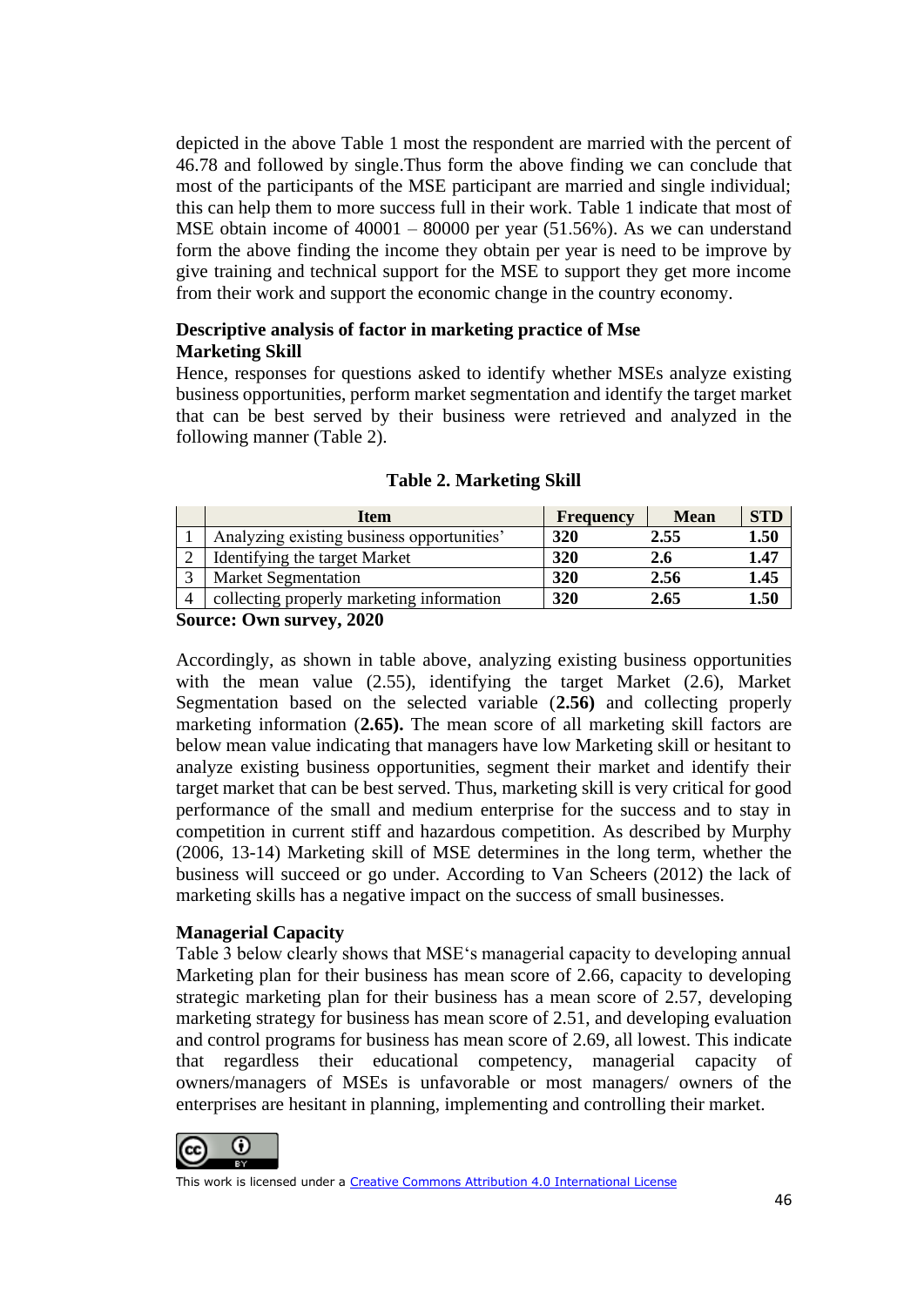depicted in the above Table 1 most the respondent are married with the percent of 46.78 and followed by single.Thus form the above finding we can conclude that most of the participants of the MSE participant are married and single individual; this can help them to more success full in their work. Table 1 indicate that most of MSE obtain income of 40001 – 80000 per year (51.56%). As we can understand form the above finding the income they obtain per year is need to be improve by give training and technical support for the MSE to support they get more income from their work and support the economic change in the country economy.

**Descriptive analysis of factor in marketing practice of Mse**

**Marketing Skill**

Hence, responses for questions asked to identify whether MSEs analyze existing business opportunities, perform market segmentation and identify the target market that can be best served by their business were retrieved and analyzed in the following manner (Table 2).

**Table 2. Marketing Skill**

| | Item | Frequency | Mean | STD |
|---|---|---|---|---|
| 1 | Analyzing existing business opportunities' | **320** | **2.55** | **1.50** |
| 2 | Identifying the target Market | **320** | **2.6** | **1.47** |
| 3 | Market Segmentation | **320** | **2.56** | **1.45** |
| 4 | collecting properly marketing information | **320** | **2.65** | **1.50** |

**Source: Own survey, 2020**

Accordingly, as shown in table above, analyzing existing business opportunities with the mean value (2.55), identifying the target Market (2.6), Market Segmentation based on the selected variable (**2.56)** and collecting properly marketing information (**2.65).** The mean score of all marketing skill factors are below mean value indicating that managers have low Marketing skill or hesitant to analyze existing business opportunities, segment their market and identify their target market that can be best served. Thus, marketing skill is very critical for good performance of the small and medium enterprise for the success and to stay in competition in current stiff and hazardous competition. As described by Murphy (2006, 13-14) Marketing skill of MSE determines in the long term, whether the business will succeed or go under. According to Van Scheers (2012) the lack of marketing skills has a negative impact on the success of small businesses.

**Managerial Capacity**

Table 3 below clearly shows that MSE's managerial capacity to developing annual Marketing plan for their business has mean score of 2.66, capacity to developing strategic marketing plan for their business has a mean score of 2.57, developing marketing strategy for business has mean score of 2.51, and developing evaluation and control programs for business has mean score of 2.69, all lowest. This indicate that regardless their educational competency, managerial capacity of owners/managers of MSEs is unfavorable or most managers/ owners of the enterprises are hesitant in planning, implementing and controlling their market.

This work is licensed under a Creative Commons Attribution 4.0 International License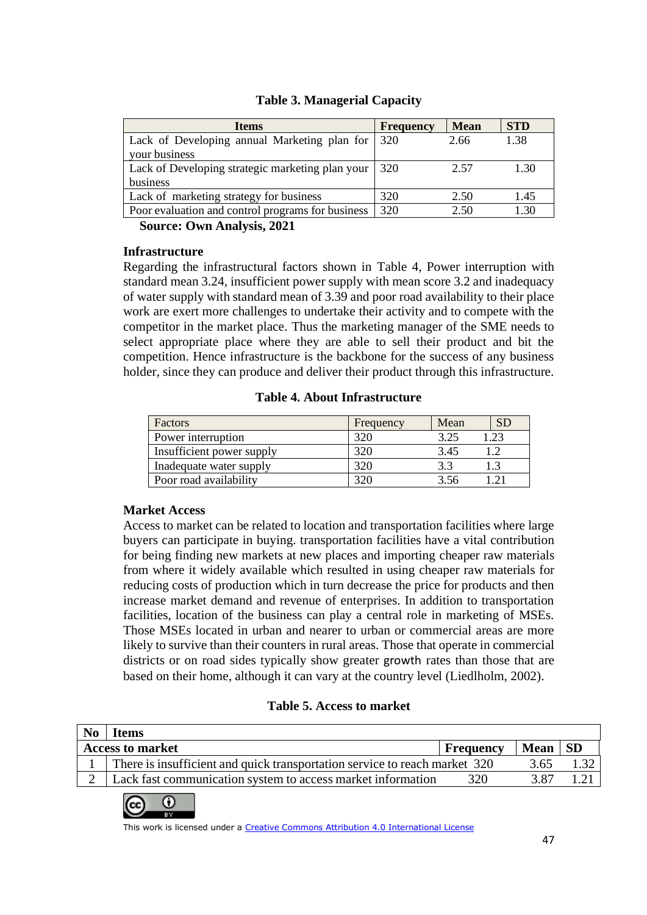**Table 3. Managerial Capacity**

| Items | Frequency | Mean | STD |
|---|---|---|---|
| Lack of Developing annual Marketing plan for your business | 320 | 2.66 | 1.38 |
| Lack of Developing strategic marketing plan your business | 320 | 2.57 | 1.30 |
| Lack of marketing strategy for business | 320 | 2.50 | 1.45 |
| Poor evaluation and control programs for business | 320 | 2.50 | 1.30 |

**Source: Own Analysis, 2021**

### Infrastructure

Regarding the infrastructural factors shown in Table 4, Power interruption with standard mean 3.24, insufficient power supply with mean score 3.2 and inadequacy of water supply with standard mean of 3.39 and poor road availability to their place work are exert more challenges to undertake their activity and to compete with the competitor in the market place. Thus the marketing manager of the SME needs to select appropriate place where they are able to sell their product and bit the competition. Hence infrastructure is the backbone for the success of any business holder, since they can produce and deliver their product through this infrastructure.

**Table 4. About Infrastructure**

| Factors | Frequency | Mean | SD |
|---|---|---|---|
| Power interruption | 320 | 3.25 | 1.23 |
| Insufficient power supply | 320 | 3.45 | 1.2 |
| Inadequate water supply | 320 | 3.3 | 1.3 |
| Poor road availability | 320 | 3.56 | 1.21 |

### Market Access

Access to market can be related to location and transportation facilities where large buyers can participate in buying. transportation facilities have a vital contribution for being finding new markets at new places and importing cheaper raw materials from where it widely available which resulted in using cheaper raw materials for reducing costs of production which in turn decrease the price for products and then increase market demand and revenue of enterprises. In addition to transportation facilities, location of the business can play a central role in marketing of MSEs. Those MSEs located in urban and nearer to urban or commercial areas are more likely to survive than their counters in rural areas. Those that operate in commercial districts or on road sides typically show greater growth rates than those that are based on their home, although it can vary at the country level (Liedlholm, 2002).

**Table 5. Access to market**

| No | Items | Frequency | Mean | SD |
|---|---|---|---|---|
| **Access to market** | | **Frequency** | **Mean** | **SD** |
| 1 | There is insufficient and quick transportation service to reach market | 320 | 3.65 | 1.32 |
| 2 | Lack fast communication system to access market information | 320 | 3.87 | 1.21 |

This work is licensed under a Creative Commons Attribution 4.0 International License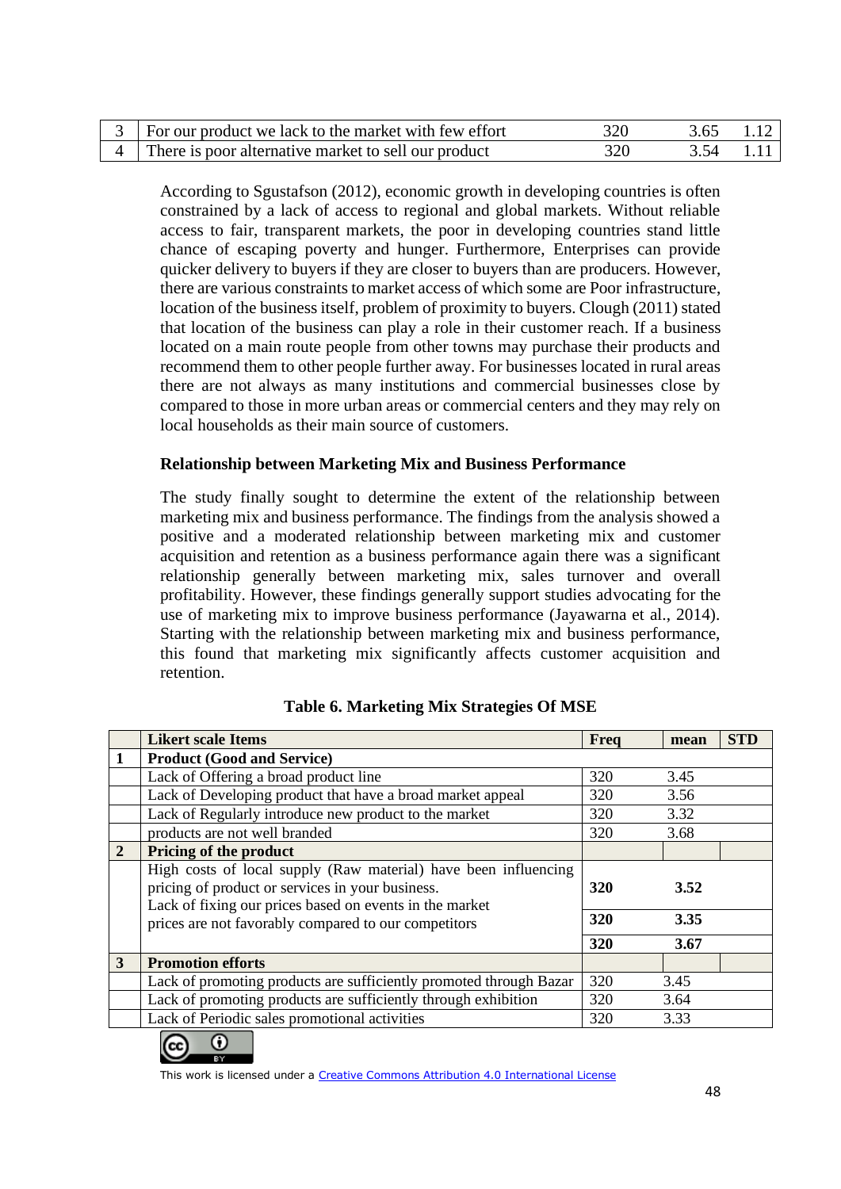| 3 | For our product we lack to the market with few effort | 320 | 3.65 | 1.12 |
|---|---|---|---|---|
| 4 | There is poor alternative market to sell our product | 320 | 3.54 | 1.11 |

According to Sgustafson (2012), economic growth in developing countries is often constrained by a lack of access to regional and global markets. Without reliable access to fair, transparent markets, the poor in developing countries stand little chance of escaping poverty and hunger. Furthermore, Enterprises can provide quicker delivery to buyers if they are closer to buyers than are producers. However, there are various constraints to market access of which some are Poor infrastructure, location of the business itself, problem of proximity to buyers. Clough (2011) stated that location of the business can play a role in their customer reach. If a business located on a main route people from other towns may purchase their products and recommend them to other people further away. For businesses located in rural areas there are not always as many institutions and commercial businesses close by compared to those in more urban areas or commercial centers and they may rely on local households as their main source of customers.

**Relationship between Marketing Mix and Business Performance**

The study finally sought to determine the extent of the relationship between marketing mix and business performance. The findings from the analysis showed a positive and a moderated relationship between marketing mix and customer acquisition and retention as a business performance again there was a significant relationship generally between marketing mix, sales turnover and overall profitability. However, these findings generally support studies advocating for the use of marketing mix to improve business performance (Jayawarna et al., 2014). Starting with the relationship between marketing mix and business performance, this found that marketing mix significantly affects customer acquisition and retention.

**Table 6. Marketing Mix Strategies Of MSE**

| | Likert scale Items | Freq | mean | STD |
|---|---|---|---|---|
| 1 | **Product (Good and Service)** | | | |
| | Lack of Offering a broad product line | 320 | 3.45 | |
| | Lack of Developing product that have a broad market appeal | 320 | 3.56 | |
| | Lack of Regularly introduce new product to the market | 320 | 3.32 | |
| | products are not well branded | 320 | 3.68 | |
| 2 | **Pricing of the product** | | | |
| | High costs of local supply (Raw material) have been influencing pricing of product or services in your business. | **320** | **3.52** | |
| | Lack of fixing our prices based on events in the market | **320** | **3.35** | |
| | prices are not favorably compared to our competitors | **320** | **3.67** | |
| 3 | **Promotion efforts** | | | |
| | Lack of promoting products are sufficiently promoted through Bazar | 320 | 3.45 | |
| | Lack of promoting products are sufficiently through exhibition | 320 | 3.64 | |
| | Lack of Periodic sales promotional activities | 320 | 3.33 | |

This work is licensed under a Creative Commons Attribution 4.0 International License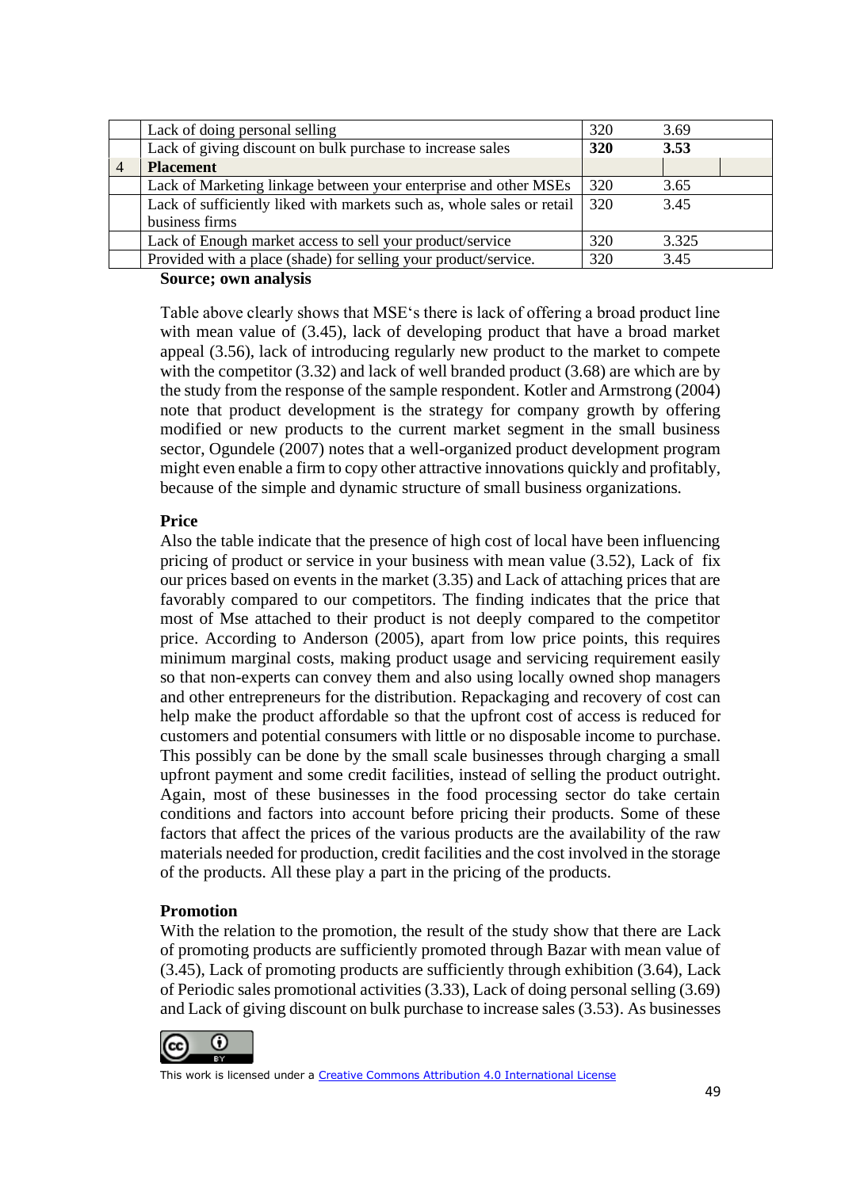|  |  |  |  |  |
|---|---|---|---|---|
|  | Lack of doing personal selling | 320 | 3.69 |  |
|  | Lack of giving discount on bulk purchase to increase sales | **320** | **3.53** |  |
| 4 | **Placement** |  |  |  |
|  | Lack of Marketing linkage between your enterprise and other MSEs | 320 | 3.65 |  |
|  | Lack of sufficiently liked with markets such as, whole sales or retail business firms | 320 | 3.45 |  |
|  | Lack of Enough market access to sell your product/service | 320 | 3.325 |  |
|  | Provided with a place (shade) for selling your product/service. | 320 | 3.45 |  |

**Source; own analysis**

Table above clearly shows that MSE's there is lack of offering a broad product line with mean value of (3.45), lack of developing product that have a broad market appeal (3.56), lack of introducing regularly new product to the market to compete with the competitor (3.32) and lack of well branded product (3.68) are which are by the study from the response of the sample respondent. Kotler and Armstrong (2004) note that product development is the strategy for company growth by offering modified or new products to the current market segment in the small business sector, Ogundele (2007) notes that a well-organized product development program might even enable a firm to copy other attractive innovations quickly and profitably, because of the simple and dynamic structure of small business organizations.

**Price**

Also the table indicate that the presence of high cost of local have been influencing pricing of product or service in your business with mean value (3.52), Lack of fix our prices based on events in the market (3.35) and Lack of attaching prices that are favorably compared to our competitors. The finding indicates that the price that most of Mse attached to their product is not deeply compared to the competitor price. According to Anderson (2005), apart from low price points, this requires minimum marginal costs, making product usage and servicing requirement easily so that non-experts can convey them and also using locally owned shop managers and other entrepreneurs for the distribution. Repackaging and recovery of cost can help make the product affordable so that the upfront cost of access is reduced for customers and potential consumers with little or no disposable income to purchase. This possibly can be done by the small scale businesses through charging a small upfront payment and some credit facilities, instead of selling the product outright. Again, most of these businesses in the food processing sector do take certain conditions and factors into account before pricing their products. Some of these factors that affect the prices of the various products are the availability of the raw materials needed for production, credit facilities and the cost involved in the storage of the products. All these play a part in the pricing of the products.

**Promotion**

With the relation to the promotion, the result of the study show that there are Lack of promoting products are sufficiently promoted through Bazar with mean value of (3.45), Lack of promoting products are sufficiently through exhibition (3.64), Lack of Periodic sales promotional activities (3.33), Lack of doing personal selling (3.69) and Lack of giving discount on bulk purchase to increase sales (3.53). As businesses

This work is licensed under a Creative Commons Attribution 4.0 International License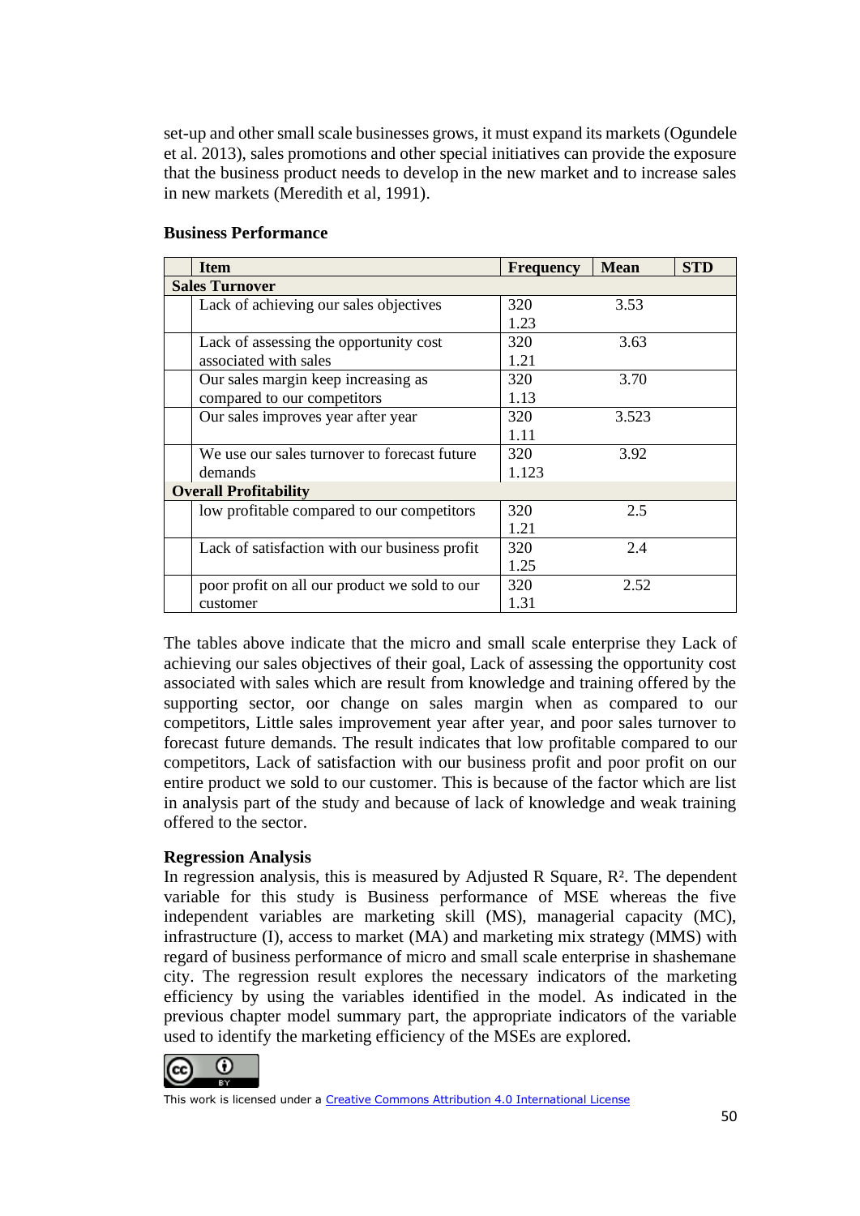set-up and other small scale businesses grows, it must expand its markets (Ogundele et al. 2013), sales promotions and other special initiatives can provide the exposure that the business product needs to develop in the new market and to increase sales in new markets (Meredith et al, 1991).

**Business Performance**

| | Item | Frequency | Mean | STD |
|---|---|---|---|---|
| **Sales Turnover** | | | | |
| | Lack of achieving our sales objectives | 320 1.23 | 3.53 | |
| | Lack of assessing the opportunity cost associated with sales | 320 1.21 | 3.63 | |
| | Our sales margin keep increasing as compared to our competitors | 320 1.13 | 3.70 | |
| | Our sales improves year after year | 320 1.11 | 3.523 | |
| | We use our sales turnover to forecast future demands | 320 1.123 | 3.92 | |
| **Overall Profitability** | | | | |
| | low profitable compared to our competitors | 320 1.21 | 2.5 | |
| | Lack of satisfaction with our business profit | 320 1.25 | 2.4 | |
| | poor profit on all our product we sold to our customer | 320 1.31 | 2.52 | |

The tables above indicate that the micro and small scale enterprise they Lack of achieving our sales objectives of their goal, Lack of assessing the opportunity cost associated with sales which are result from knowledge and training offered by the supporting sector, oor change on sales margin when as compared to our competitors, Little sales improvement year after year, and poor sales turnover to forecast future demands. The result indicates that low profitable compared to our competitors, Lack of satisfaction with our business profit and poor profit on our entire product we sold to our customer. This is because of the factor which are list in analysis part of the study and because of lack of knowledge and weak training offered to the sector.

**Regression Analysis**

In regression analysis, this is measured by Adjusted R Square, $R^2$. The dependent variable for this study is Business performance of MSE whereas the five independent variables are marketing skill (MS), managerial capacity (MC), infrastructure (I), access to market (MA) and marketing mix strategy (MMS) with regard of business performance of micro and small scale enterprise in shashemane city. The regression result explores the necessary indicators of the marketing efficiency by using the variables identified in the model. As indicated in the previous chapter model summary part, the appropriate indicators of the variable used to identify the marketing efficiency of the MSEs are explored.

This work is licensed under a Creative Commons Attribution 4.0 International License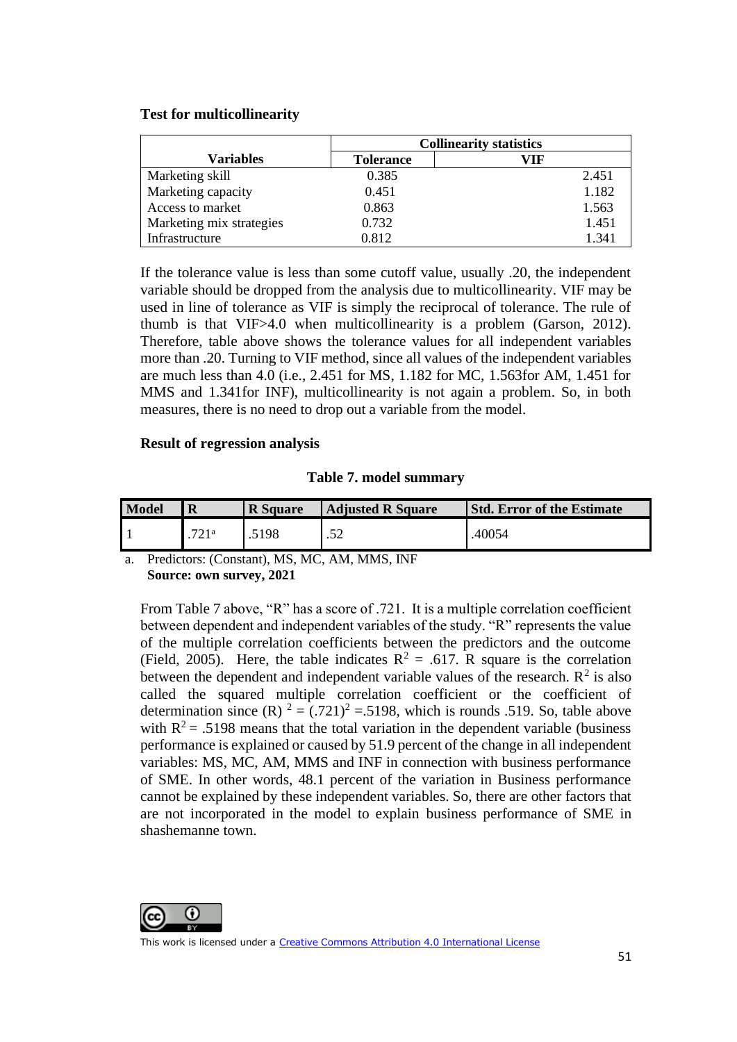**Test for multicollinearity**

| Variables | Collinearity statistics | |
|---|---|---|
| | Tolerance | VIF |
| Marketing skill | 0.385 | 2.451 |
| Marketing capacity | 0.451 | 1.182 |
| Access to market | 0.863 | 1.563 |
| Marketing mix strategies | 0.732 | 1.451 |
| Infrastructure | 0.812 | 1.341 |

If the tolerance value is less than some cutoff value, usually .20, the independent variable should be dropped from the analysis due to multicollinearity. VIF may be used in line of tolerance as VIF is simply the reciprocal of tolerance. The rule of thumb is that VIF>4.0 when multicollinearity is a problem (Garson, 2012). Therefore, table above shows the tolerance values for all independent variables more than .20. Turning to VIF method, since all values of the independent variables are much less than 4.0 (i.e., 2.451 for MS, 1.182 for MC, 1.563for AM, 1.451 for MMS and 1.341for INF), multicollinearity is not again a problem. So, in both measures, there is no need to drop out a variable from the model.

**Result of regression analysis**

**Table 7. model summary**

| Model | R | R Square | Adjusted R Square | Std. Error of the Estimate |
|---|---|---|---|---|
| 1 | .721[a] | .5198 | .52 | .40054 |

a. Predictors: (Constant), MS, MC, AM, MMS, INF
**Source: own survey, 2021**

From Table 7 above, "R" has a score of .721. It is a multiple correlation coefficient between dependent and independent variables of the study. "R" represents the value of the multiple correlation coefficients between the predictors and the outcome (Field, 2005). Here, the table indicates $R^2$ = .617. R square is the correlation between the dependent and independent variable values of the research. $R^2$ is also called the squared multiple correlation coefficient or the coefficient of determination since $(R)^2 = (.721)^2$ =.5198, which is rounds .519. So, table above with $R^2$ = .5198 means that the total variation in the dependent variable (business performance is explained or caused by 51.9 percent of the change in all independent variables: MS, MC, AM, MMS and INF in connection with business performance of SME. In other words, 48.1 percent of the variation in Business performance cannot be explained by these independent variables. So, there are other factors that are not incorporated in the model to explain business performance of SME in shashemanne town.

This work is licensed under a Creative Commons Attribution 4.0 International License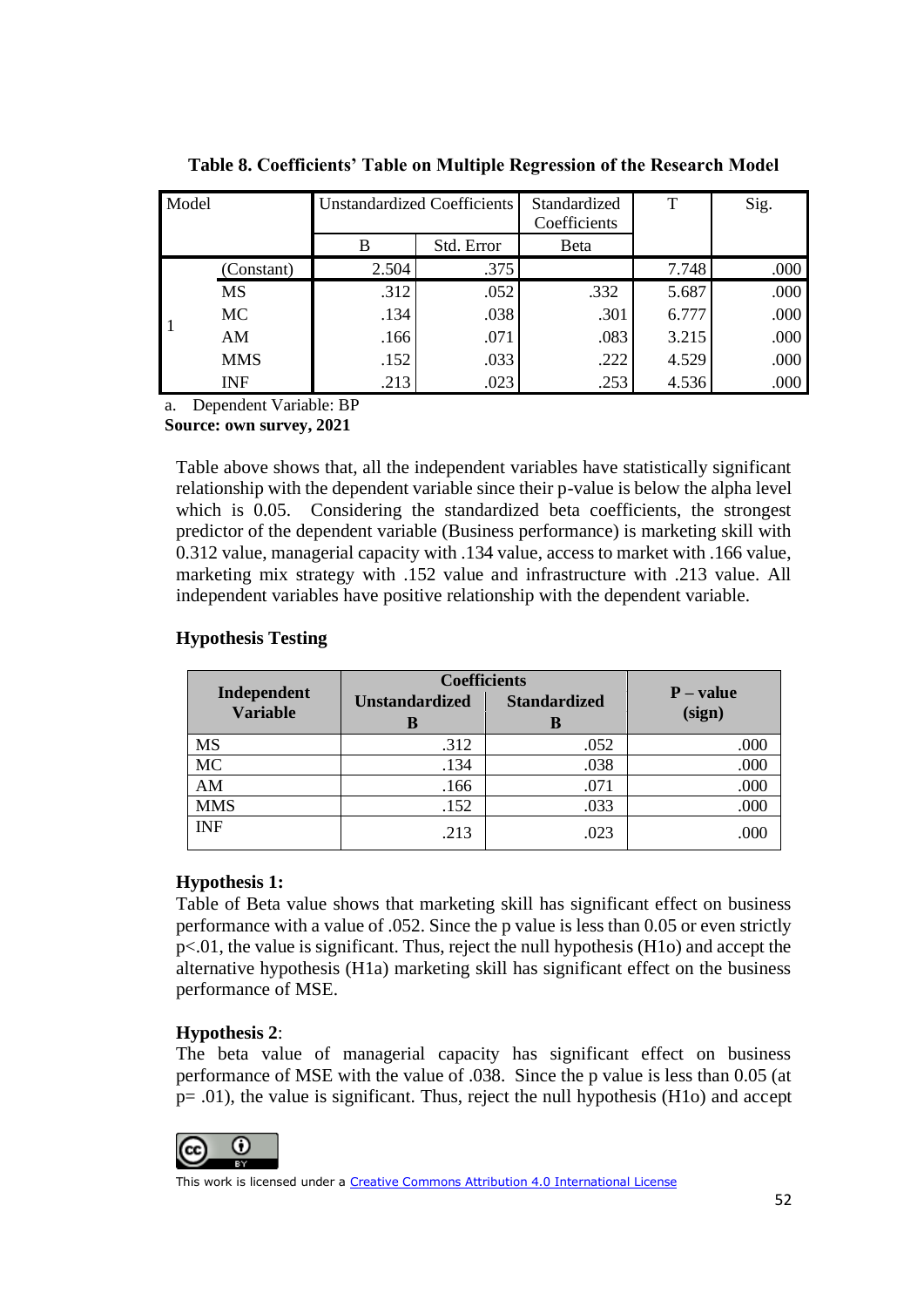**Table 8. Coefficients' Table on Multiple Regression of the Research Model**

| Model | | Unstandardized Coefficients | | Standardized Coefficients | T | Sig. |
|---|---|---|---|---|---|---|
| | | B | Std. Error | Beta | | |
| 1 | (Constant) | 2.504 | .375 | | 7.748 | .000 |
| | MS | .312 | .052 | .332 | 5.687 | .000 |
| | MC | .134 | .038 | .301 | 6.777 | .000 |
| | AM | .166 | .071 | .083 | 3.215 | .000 |
| | MMS | .152 | .033 | .222 | 4.529 | .000 |
| | INF | .213 | .023 | .253 | 4.536 | .000 |

a. Dependent Variable: BP

**Source: own survey, 2021**

Table above shows that, all the independent variables have statistically significant relationship with the dependent variable since their p-value is below the alpha level which is 0.05. Considering the standardized beta coefficients, the strongest predictor of the dependent variable (Business performance) is marketing skill with 0.312 value, managerial capacity with .134 value, access to market with .166 value, marketing mix strategy with .152 value and infrastructure with .213 value. All independent variables have positive relationship with the dependent variable.

**Hypothesis Testing**

| Independent Variable | Coefficients | | P – value (sign) |
|---|---|---|---|
| | Unstandardized B | Standardized B | |
| MS | .312 | .052 | .000 |
| MC | .134 | .038 | .000 |
| AM | .166 | .071 | .000 |
| MMS | .152 | .033 | .000 |
| INF | .213 | .023 | .000 |

**Hypothesis 1:**

Table of Beta value shows that marketing skill has significant effect on business performance with a value of .052. Since the p value is less than 0.05 or even strictly p<.01, the value is significant. Thus, reject the null hypothesis (H1o) and accept the alternative hypothesis (H1a) marketing skill has significant effect on the business performance of MSE.

**Hypothesis 2**:

The beta value of managerial capacity has significant effect on business performance of MSE with the value of .038. Since the p value is less than 0.05 (at p= .01), the value is significant. Thus, reject the null hypothesis (H1o) and accept

This work is licensed under a Creative Commons Attribution 4.0 International License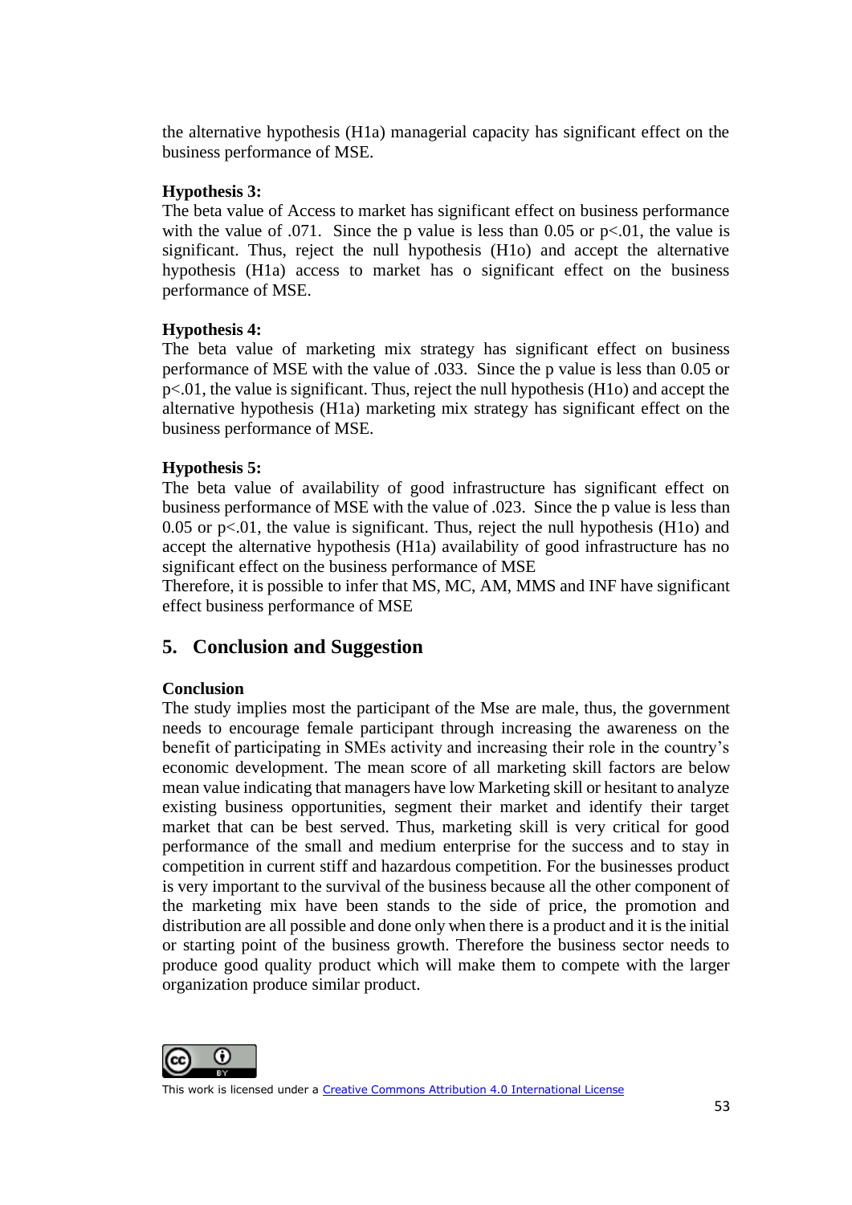the alternative hypothesis (H1a) managerial capacity has significant effect on the business performance of MSE.

**Hypothesis 3:**
The beta value of Access to market has significant effect on business performance with the value of .071. Since the p value is less than 0.05 or p<.01, the value is significant. Thus, reject the null hypothesis (H1o) and accept the alternative hypothesis (H1a) access to market has o significant effect on the business performance of MSE.

**Hypothesis 4:**
The beta value of marketing mix strategy has significant effect on business performance of MSE with the value of .033. Since the p value is less than 0.05 or p<.01, the value is significant. Thus, reject the null hypothesis (H1o) and accept the alternative hypothesis (H1a) marketing mix strategy has significant effect on the business performance of MSE.

**Hypothesis 5:**
The beta value of availability of good infrastructure has significant effect on business performance of MSE with the value of .023. Since the p value is less than 0.05 or p<.01, the value is significant. Thus, reject the null hypothesis (H1o) and accept the alternative hypothesis (H1a) availability of good infrastructure has no significant effect on the business performance of MSE
Therefore, it is possible to infer that MS, MC, AM, MMS and INF have significant effect business performance of MSE

## 5. Conclusion and Suggestion

**Conclusion**
The study implies most the participant of the Mse are male, thus, the government needs to encourage female participant through increasing the awareness on the benefit of participating in SMEs activity and increasing their role in the country's economic development. The mean score of all marketing skill factors are below mean value indicating that managers have low Marketing skill or hesitant to analyze existing business opportunities, segment their market and identify their target market that can be best served. Thus, marketing skill is very critical for good performance of the small and medium enterprise for the success and to stay in competition in current stiff and hazardous competition. For the businesses product is very important to the survival of the business because all the other component of the marketing mix have been stands to the side of price, the promotion and distribution are all possible and done only when there is a product and it is the initial or starting point of the business growth. Therefore the business sector needs to produce good quality product which will make them to compete with the larger organization produce similar product.

This work is licensed under a Creative Commons Attribution 4.0 International License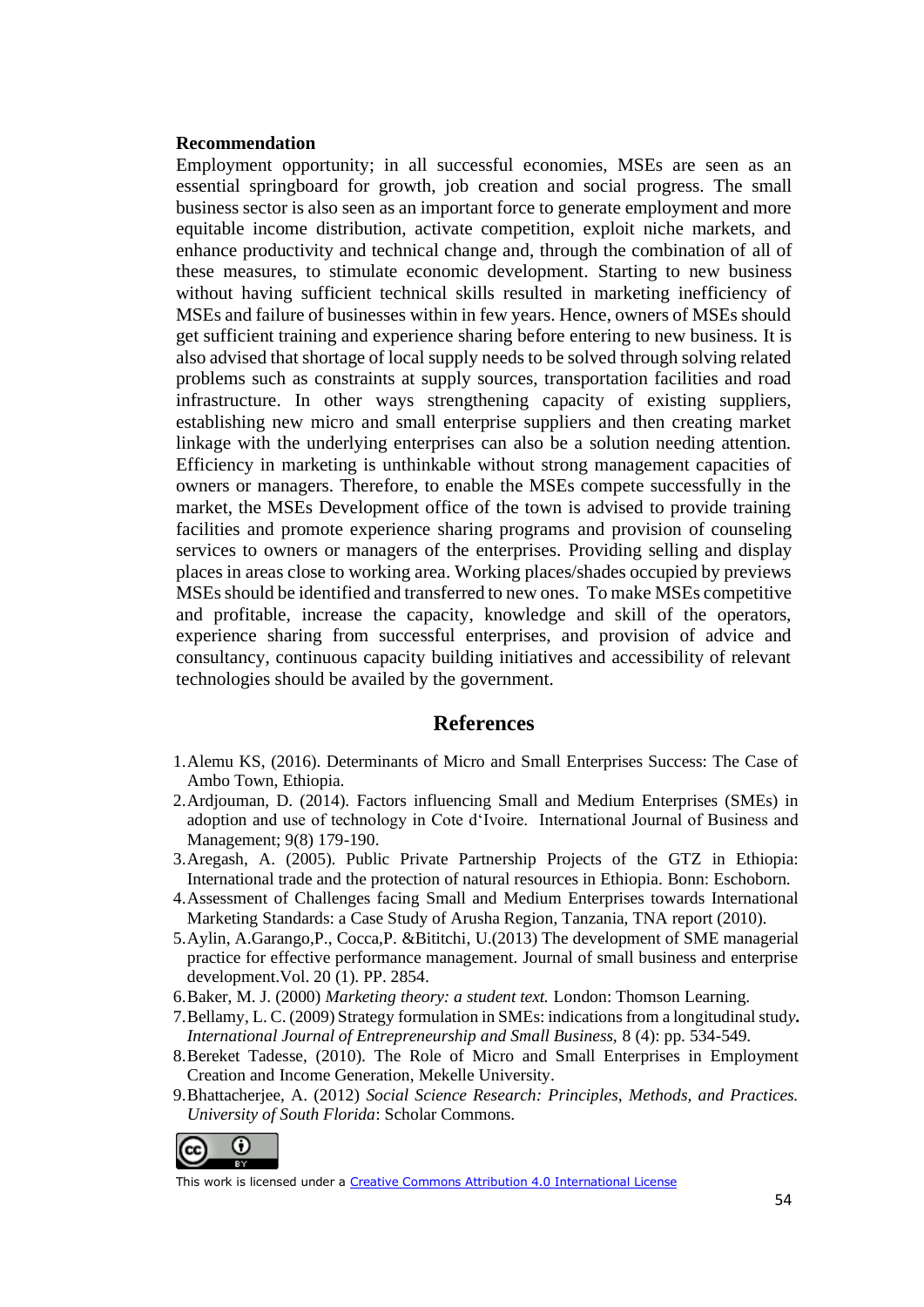**Recommendation**

Employment opportunity; in all successful economies, MSEs are seen as an essential springboard for growth, job creation and social progress. The small business sector is also seen as an important force to generate employment and more equitable income distribution, activate competition, exploit niche markets, and enhance productivity and technical change and, through the combination of all of these measures, to stimulate economic development. Starting to new business without having sufficient technical skills resulted in marketing inefficiency of MSEs and failure of businesses within in few years. Hence, owners of MSEs should get sufficient training and experience sharing before entering to new business. It is also advised that shortage of local supply needs to be solved through solving related problems such as constraints at supply sources, transportation facilities and road infrastructure. In other ways strengthening capacity of existing suppliers, establishing new micro and small enterprise suppliers and then creating market linkage with the underlying enterprises can also be a solution needing attention. Efficiency in marketing is unthinkable without strong management capacities of owners or managers. Therefore, to enable the MSEs compete successfully in the market, the MSEs Development office of the town is advised to provide training facilities and promote experience sharing programs and provision of counseling services to owners or managers of the enterprises. Providing selling and display places in areas close to working area. Working places/shades occupied by previews MSEs should be identified and transferred to new ones. To make MSEs competitive and profitable, increase the capacity, knowledge and skill of the operators, experience sharing from successful enterprises, and provision of advice and consultancy, continuous capacity building initiatives and accessibility of relevant technologies should be availed by the government.

## References

1. Alemu KS, (2016). Determinants of Micro and Small Enterprises Success: The Case of Ambo Town, Ethiopia.
2. Ardjouman, D. (2014). Factors influencing Small and Medium Enterprises (SMEs) in adoption and use of technology in Cote d'Ivoire. International Journal of Business and Management; 9(8) 179-190.
3. Aregash, A. (2005). Public Private Partnership Projects of the GTZ in Ethiopia: International trade and the protection of natural resources in Ethiopia. Bonn: Eschoborn.
4. Assessment of Challenges facing Small and Medium Enterprises towards International Marketing Standards: a Case Study of Arusha Region, Tanzania, TNA report (2010).
5. Aylin, A.Garango,P., Cocca,P. &Bititchi, U.(2013) The development of SME managerial practice for effective performance management. Journal of small business and enterprise development.Vol. 20 (1). PP. 2854.
6. Baker, M. J. (2000) *Marketing theory: a student text.* London: Thomson Learning.
7. Bellamy, L. C. (2009) Strategy formulation in SMEs: indications from a longitudinal study**.** *International Journal of Entrepreneurship and Small Business,* 8 (4): pp. 534-549.
8. Bereket Tadesse, (2010). The Role of Micro and Small Enterprises in Employment Creation and Income Generation, Mekelle University.
9. Bhattacherjee, A. (2012) *Social Science Research: Principles, Methods, and Practices. University of South Florida*: Scholar Commons.

This work is licensed under a Creative Commons Attribution 4.0 International License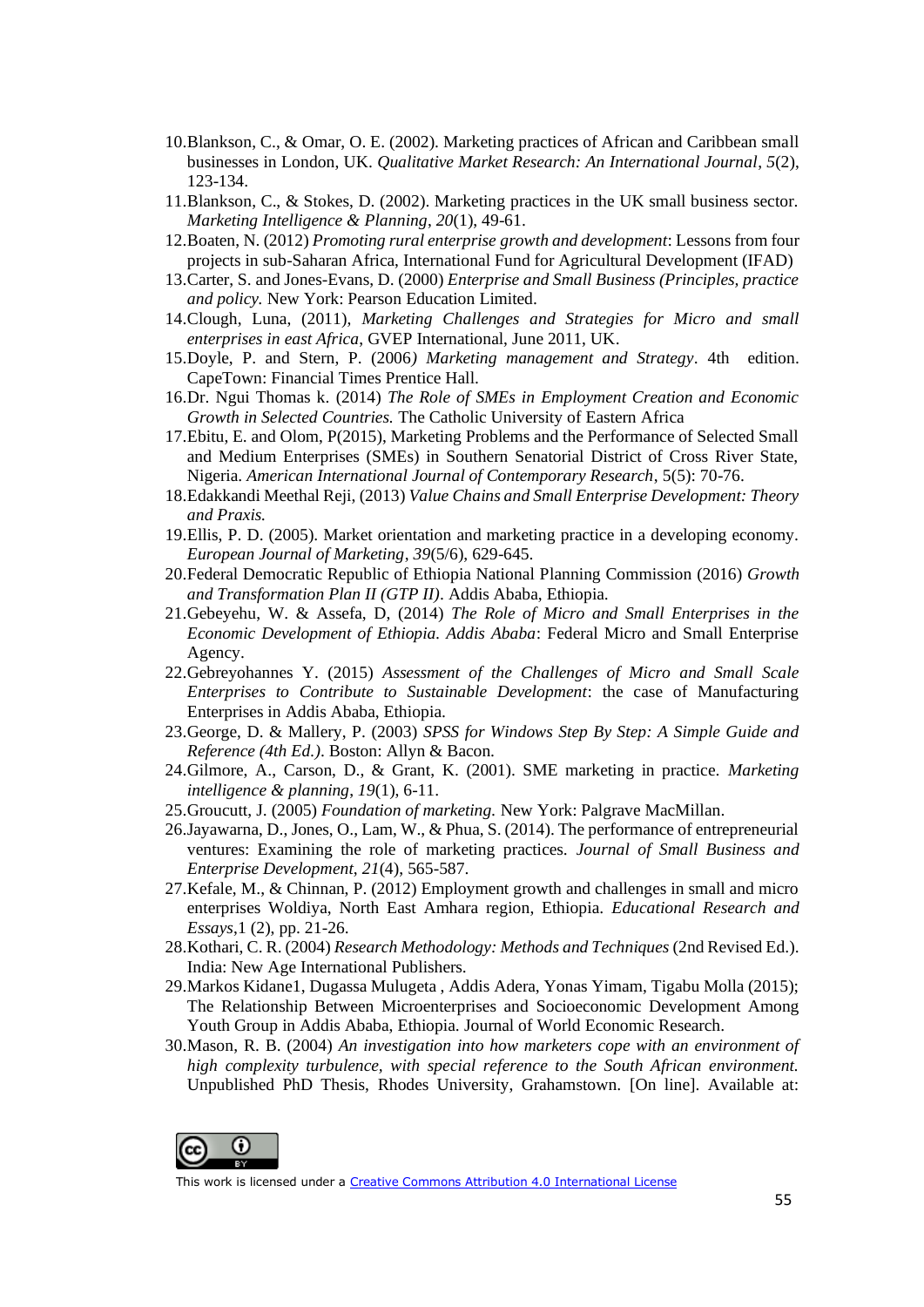10. Blankson, C., & Omar, O. E. (2002). Marketing practices of African and Caribbean small businesses in London, UK. *Qualitative Market Research: An International Journal*, *5*(2), 123-134.
11. Blankson, C., & Stokes, D. (2002). Marketing practices in the UK small business sector. *Marketing Intelligence & Planning*, *20*(1), 49-61.
12. Boaten, N. (2012) *Promoting rural enterprise growth and development*: Lessons from four projects in sub-Saharan Africa, International Fund for Agricultural Development (IFAD)
13. Carter, S. and Jones-Evans, D. (2000) *Enterprise and Small Business (Principles, practice and policy.* New York: Pearson Education Limited.
14. Clough, Luna, (2011), *Marketing Challenges and Strategies for Micro and small enterprises in east Africa*, GVEP International, June 2011, UK.
15. Doyle, P. and Stern, P. (2006*) Marketing management and Strategy*. 4th edition. CapeTown: Financial Times Prentice Hall.
16. Dr. Ngui Thomas k. (2014) *The Role of SMEs in Employment Creation and Economic Growth in Selected Countries.* The Catholic University of Eastern Africa
17. Ebitu, E. and Olom, P(2015), Marketing Problems and the Performance of Selected Small and Medium Enterprises (SMEs) in Southern Senatorial District of Cross River State, Nigeria. *American International Journal of Contemporary Research*, 5(5): 70-76.
18. Edakkandi Meethal Reji, (2013) *Value Chains and Small Enterprise Development: Theory and Praxis.*
19. Ellis, P. D. (2005). Market orientation and marketing practice in a developing economy. *European Journal of Marketing*, *39*(5/6), 629-645.
20. Federal Democratic Republic of Ethiopia National Planning Commission (2016) *Growth and Transformation Plan II (GTP II)*. Addis Ababa, Ethiopia.
21. Gebeyehu, W. & Assefa, D, (2014) *The Role of Micro and Small Enterprises in the Economic Development of Ethiopia. Addis Ababa*: Federal Micro and Small Enterprise Agency.
22. Gebreyohannes Y. (2015) *Assessment of the Challenges of Micro and Small Scale Enterprises to Contribute to Sustainable Development*: the case of Manufacturing Enterprises in Addis Ababa, Ethiopia.
23. George, D. & Mallery, P. (2003) *SPSS for Windows Step By Step: A Simple Guide and Reference (4th Ed.).* Boston: Allyn & Bacon.
24. Gilmore, A., Carson, D., & Grant, K. (2001). SME marketing in practice. *Marketing intelligence & planning*, *19*(1), 6-11.
25. Groucutt, J. (2005) *Foundation of marketing.* New York: Palgrave MacMillan.
26. Jayawarna, D., Jones, O., Lam, W., & Phua, S. (2014). The performance of entrepreneurial ventures: Examining the role of marketing practices. *Journal of Small Business and Enterprise Development*, *21*(4), 565-587.
27. Kefale, M., & Chinnan, P. (2012) Employment growth and challenges in small and micro enterprises Woldiya, North East Amhara region, Ethiopia. *Educational Research and Essays*,1 (2), pp. 21-26.
28. Kothari, C. R. (2004) *Research Methodology: Methods and Techniques* (2nd Revised Ed.). India: New Age International Publishers.
29. Markos Kidane1, Dugassa Mulugeta , Addis Adera, Yonas Yimam, Tigabu Molla (2015); The Relationship Between Microenterprises and Socioeconomic Development Among Youth Group in Addis Ababa, Ethiopia. Journal of World Economic Research.
30. Mason, R. B. (2004) *An investigation into how marketers cope with an environment of high complexity turbulence, with special reference to the South African environment.* Unpublished PhD Thesis, Rhodes University, Grahamstown. [On line]. Available at:

This work is licensed under a Creative Commons Attribution 4.0 International License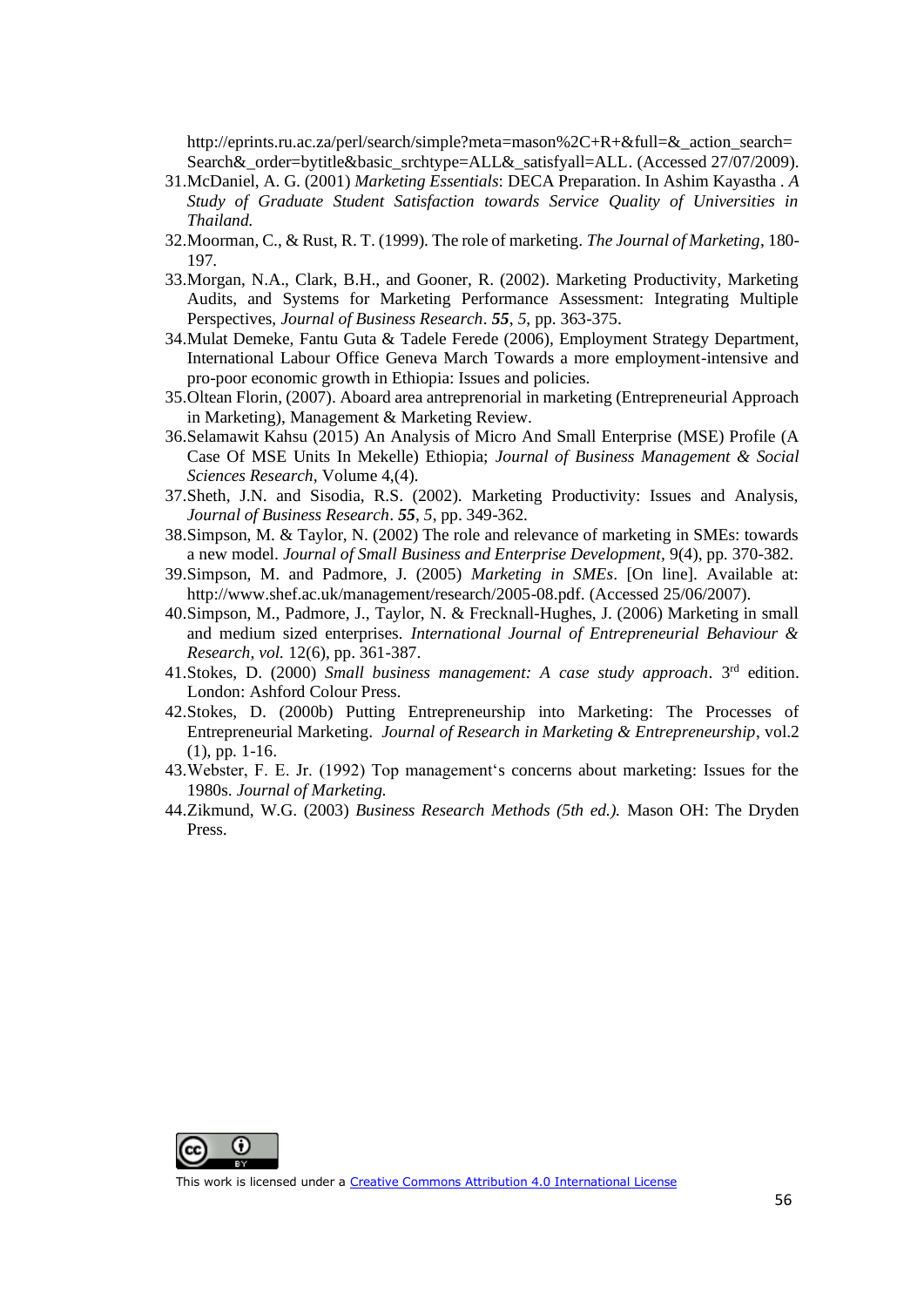http://eprints.ru.ac.za/perl/search/simple?meta=mason%2C+R+&full=&_action_search=Search&_order=bytitle&basic_srchtype=ALL&_satisfyall=ALL. (Accessed 27/07/2009).

31. McDaniel, A. G. (2001) *Marketing Essentials*: DECA Preparation. In Ashim Kayastha . *A Study of Graduate Student Satisfaction towards Service Quality of Universities in Thailand.*
32. Moorman, C., & Rust, R. T. (1999). The role of marketing. *The Journal of Marketing*, 180-197.
33. Morgan, N.A., Clark, B.H., and Gooner, R. (2002). Marketing Productivity, Marketing Audits, and Systems for Marketing Performance Assessment: Integrating Multiple Perspectives, *Journal of Business Research*. ***55***, *5*, pp. 363-375.
34. Mulat Demeke, Fantu Guta & Tadele Ferede (2006), Employment Strategy Department, International Labour Office Geneva March Towards a more employment-intensive and pro-poor economic growth in Ethiopia: Issues and policies.
35. Oltean Florin, (2007). Aboard area antreprenorial in marketing (Entrepreneurial Approach in Marketing), Management & Marketing Review.
36. Selamawit Kahsu (2015) An Analysis of Micro And Small Enterprise (MSE) Profile (A Case Of MSE Units In Mekelle) Ethiopia; *Journal of Business Management & Social Sciences Research*, Volume 4,(4).
37. Sheth, J.N. and Sisodia, R.S. (2002). Marketing Productivity: Issues and Analysis, *Journal of Business Research*. ***55***, *5*, pp. 349-362.
38. Simpson, M. & Taylor, N. (2002) The role and relevance of marketing in SMEs: towards a new model. *Journal of Small Business and Enterprise Development*, 9(4), pp. 370-382.
39. Simpson, M. and Padmore, J. (2005) *Marketing in SMEs*. [On line]. Available at: http://www.shef.ac.uk/management/research/2005-08.pdf. (Accessed 25/06/2007).
40. Simpson, M., Padmore, J., Taylor, N. & Frecknall-Hughes, J. (2006) Marketing in small and medium sized enterprises. *International Journal of Entrepreneurial Behaviour & Research, vol.* 12(6), pp. 361-387.
41. Stokes, D. (2000) *Small business management: A case study approach*. 3rd edition. London: Ashford Colour Press.
42. Stokes, D. (2000b) Putting Entrepreneurship into Marketing: The Processes of Entrepreneurial Marketing. *Journal of Research in Marketing & Entrepreneurship*, vol.2 (1), pp. 1-16.
43. Webster, F. E. Jr. (1992) Top management's concerns about marketing: Issues for the 1980s. *Journal of Marketing.*
44. Zikmund, W.G. (2003) *Business Research Methods (5th ed.).* Mason OH: The Dryden Press.

This work is licensed under a [Creative Commons Attribution 4.0 International License]